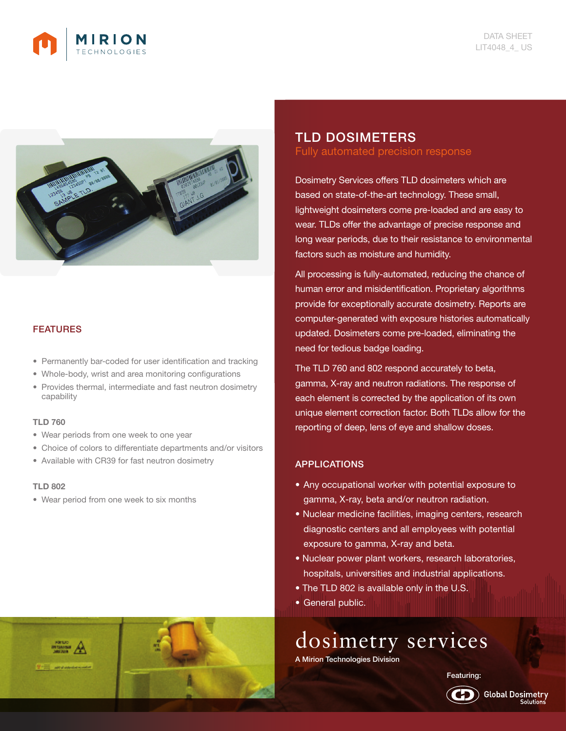MIRION TECHNOLOGIES

DATA SHEET
LIT4048_4_ US

# TLD DOSIMETERS

## Fully automated precision response

Dosimetry Services offers TLD dosimeters which are based on state-of-the-art technology. These small, lightweight dosimeters come pre-loaded and are easy to wear. TLDs offer the advantage of precise response and long wear periods, due to their resistance to environmental factors such as moisture and humidity.

All processing is fully-automated, reducing the chance of human error and misidentification. Proprietary algorithms provide for exceptionally accurate dosimetry. Reports are computer-generated with exposure histories automatically updated. Dosimeters come pre-loaded, eliminating the need for tedious badge loading.

The TLD 760 and 802 respond accurately to beta, gamma, X-ray and neutron radiations. The response of each element is corrected by the application of its own unique element correction factor. Both TLDs allow for the reporting of deep, lens of eye and shallow doses.

## FEATURES

- Permanently bar-coded for user identification and tracking
- Whole-body, wrist and area monitoring configurations
- Provides thermal, intermediate and fast neutron dosimetry capability

### TLD 760

- Wear periods from one week to one year
- Choice of colors to differentiate departments and/or visitors
- Available with CR39 for fast neutron dosimetry

### TLD 802

- Wear period from one week to six months

## APPLICATIONS

- Any occupational worker with potential exposure to gamma, X-ray, beta and/or neutron radiation.
- Nuclear medicine facilities, imaging centers, research diagnostic centers and all employees with potential exposure to gamma, X-ray and beta.
- Nuclear power plant workers, research laboratories, hospitals, universities and industrial applications.
- The TLD 802 is available only in the U.S.
- General public.

dosimetry services
A Mirion Technologies Division

Featuring: Global Dosimetry Solutions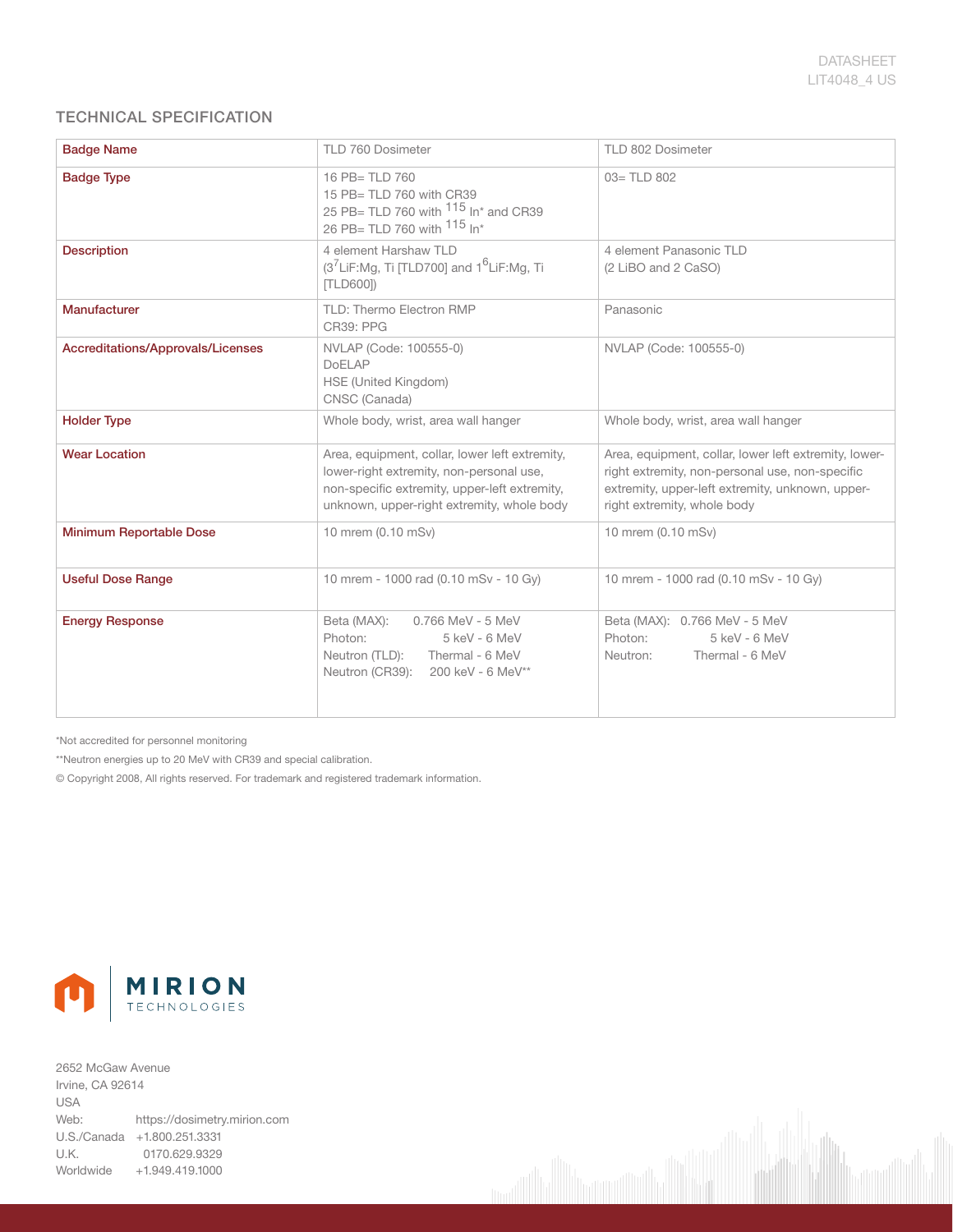## TECHNICAL SPECIFICATION

| | | |
|---|---|---|
| **Badge Name** | TLD 760 Dosimeter | TLD 802 Dosimeter |
| **Badge Type** | 16 PB= TLD 760<br>15 PB= TLD 760 with CR39<br>25 PB= TLD 760 with $^{115}$In* and CR39<br>26 PB= TLD 760 with $^{115}$In* | 03= TLD 802 |
| **Description** | 4 element Harshaw TLD<br>(3 $^{7}$LiF:Mg, Ti [TLD700] and 1 $^{6}$LiF:Mg, Ti [TLD600]) | 4 element Panasonic TLD<br>(2 LiBO and 2 CaSO) |
| **Manufacturer** | TLD: Thermo Electron RMP<br>CR39: PPG | Panasonic |
| **Accreditations/Approvals/Licenses** | NVLAP (Code: 100555-0)<br>DoELAP<br>HSE (United Kingdom)<br>CNSC (Canada) | NVLAP (Code: 100555-0) |
| **Holder Type** | Whole body, wrist, area wall hanger | Whole body, wrist, area wall hanger |
| **Wear Location** | Area, equipment, collar, lower left extremity, lower-right extremity, non-personal use, non-specific extremity, upper-left extremity, unknown, upper-right extremity, whole body | Area, equipment, collar, lower left extremity, lower-right extremity, non-personal use, non-specific extremity, upper-left extremity, unknown, upper-right extremity, whole body |
| **Minimum Reportable Dose** | 10 mrem (0.10 mSv) | 10 mrem (0.10 mSv) |
| **Useful Dose Range** | 10 mrem - 1000 rad (0.10 mSv - 10 Gy) | 10 mrem - 1000 rad (0.10 mSv - 10 Gy) |
| **Energy Response** | Beta (MAX): 0.766 MeV - 5 MeV<br>Photon: 5 keV - 6 MeV<br>Neutron (TLD): Thermal - 6 MeV<br>Neutron (CR39): 200 keV - 6 MeV** | Beta (MAX): 0.766 MeV - 5 MeV<br>Photon: 5 keV - 6 MeV<br>Neutron: Thermal - 6 MeV |

*Not accredited for personnel monitoring

**Neutron energies up to 20 MeV with CR39 and special calibration.

© Copyright 2008, All rights reserved. For trademark and registered trademark information.

MIRION TECHNOLOGIES

2652 McGaw Avenue
Irvine, CA 92614
USA
Web: https://dosimetry.mirion.com
U.S./Canada +1.800.251.3331
U.K. 0170.629.9329
Worldwide +1.949.419.1000